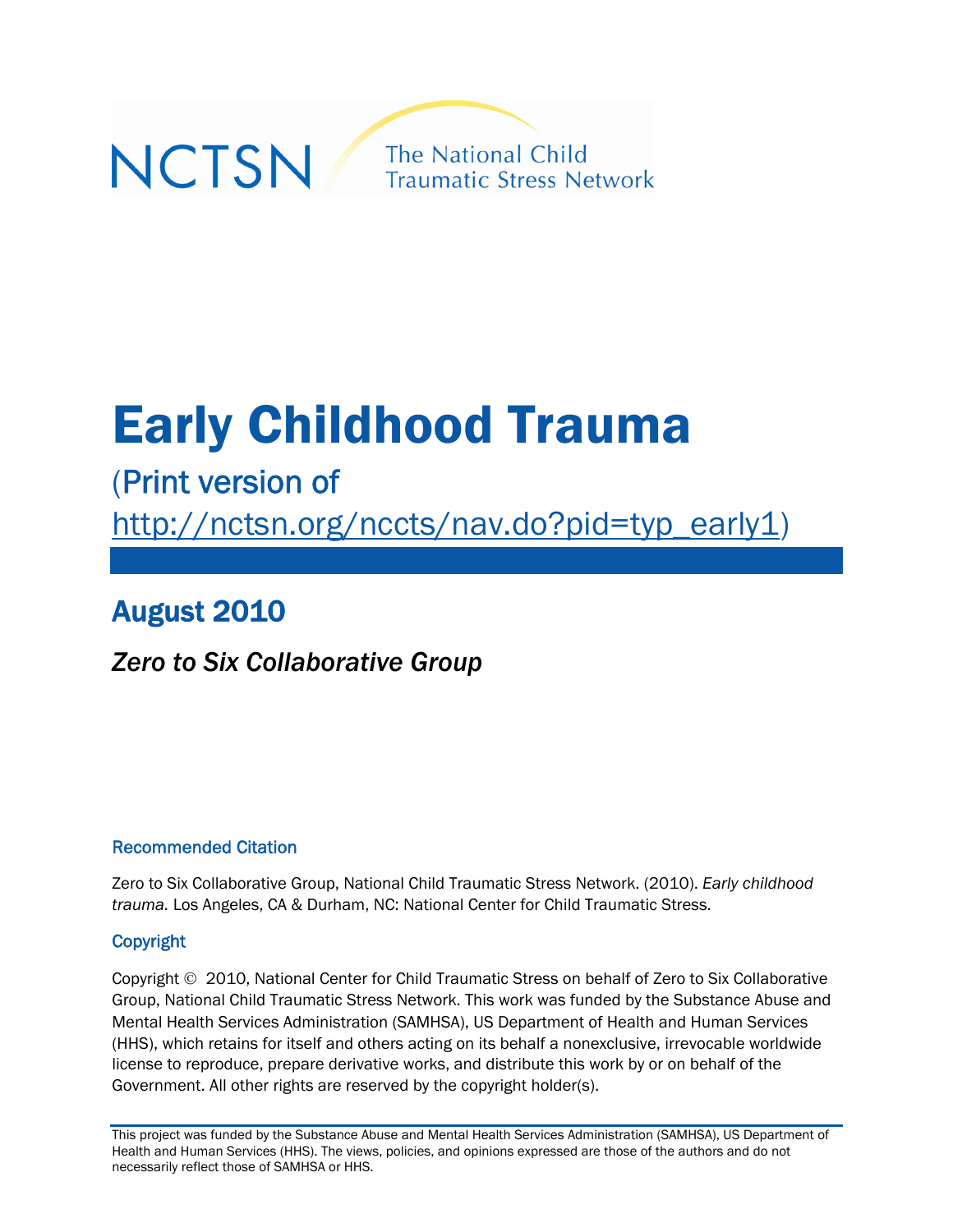NCTSN The National Child Traumatic Stress Network

# Early Childhood Trauma

## (Print version of http://nctsn.org/nccts/nav.do?pid=typ_early1)

## August 2010

***Zero to Six Collaborative Group***

### Recommended Citation

Zero to Six Collaborative Group, National Child Traumatic Stress Network. (2010). *Early childhood trauma.* Los Angeles, CA & Durham, NC: National Center for Child Traumatic Stress.

### Copyright

Copyright © 2010, National Center for Child Traumatic Stress on behalf of Zero to Six Collaborative Group, National Child Traumatic Stress Network. This work was funded by the Substance Abuse and Mental Health Services Administration (SAMHSA), US Department of Health and Human Services (HHS), which retains for itself and others acting on its behalf a nonexclusive, irrevocable worldwide license to reproduce, prepare derivative works, and distribute this work by or on behalf of the Government. All other rights are reserved by the copyright holder(s).

This project was funded by the Substance Abuse and Mental Health Services Administration (SAMHSA), US Department of Health and Human Services (HHS). The views, policies, and opinions expressed are those of the authors and do not necessarily reflect those of SAMHSA or HHS.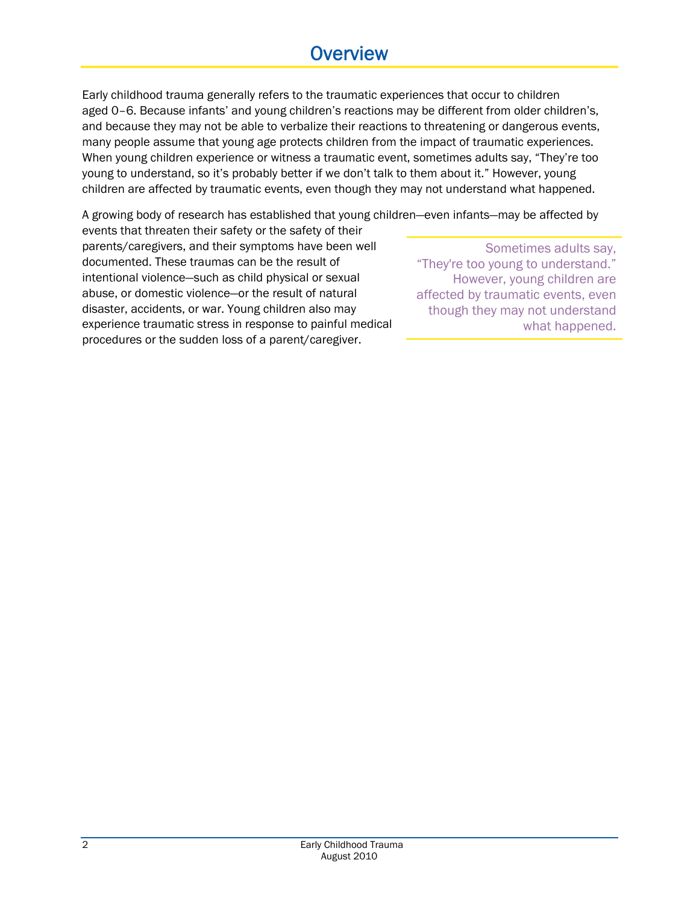# Overview

Early childhood trauma generally refers to the traumatic experiences that occur to children aged 0–6. Because infants' and young children's reactions may be different from older children's, and because they may not be able to verbalize their reactions to threatening or dangerous events, many people assume that young age protects children from the impact of traumatic experiences. When young children experience or witness a traumatic event, sometimes adults say, "They're too young to understand, so it's probably better if we don't talk to them about it." However, young children are affected by traumatic events, even though they may not understand what happened.

A growing body of research has established that young children—even infants—may be affected by events that threaten their safety or the safety of their parents/caregivers, and their symptoms have been well documented. These traumas can be the result of intentional violence—such as child physical or sexual abuse, or domestic violence—or the result of natural disaster, accidents, or war. Young children also may experience traumatic stress in response to painful medical procedures or the sudden loss of a parent/caregiver.

> Sometimes adults say, "They're too young to understand." However, young children are affected by traumatic events, even though they may not understand what happened.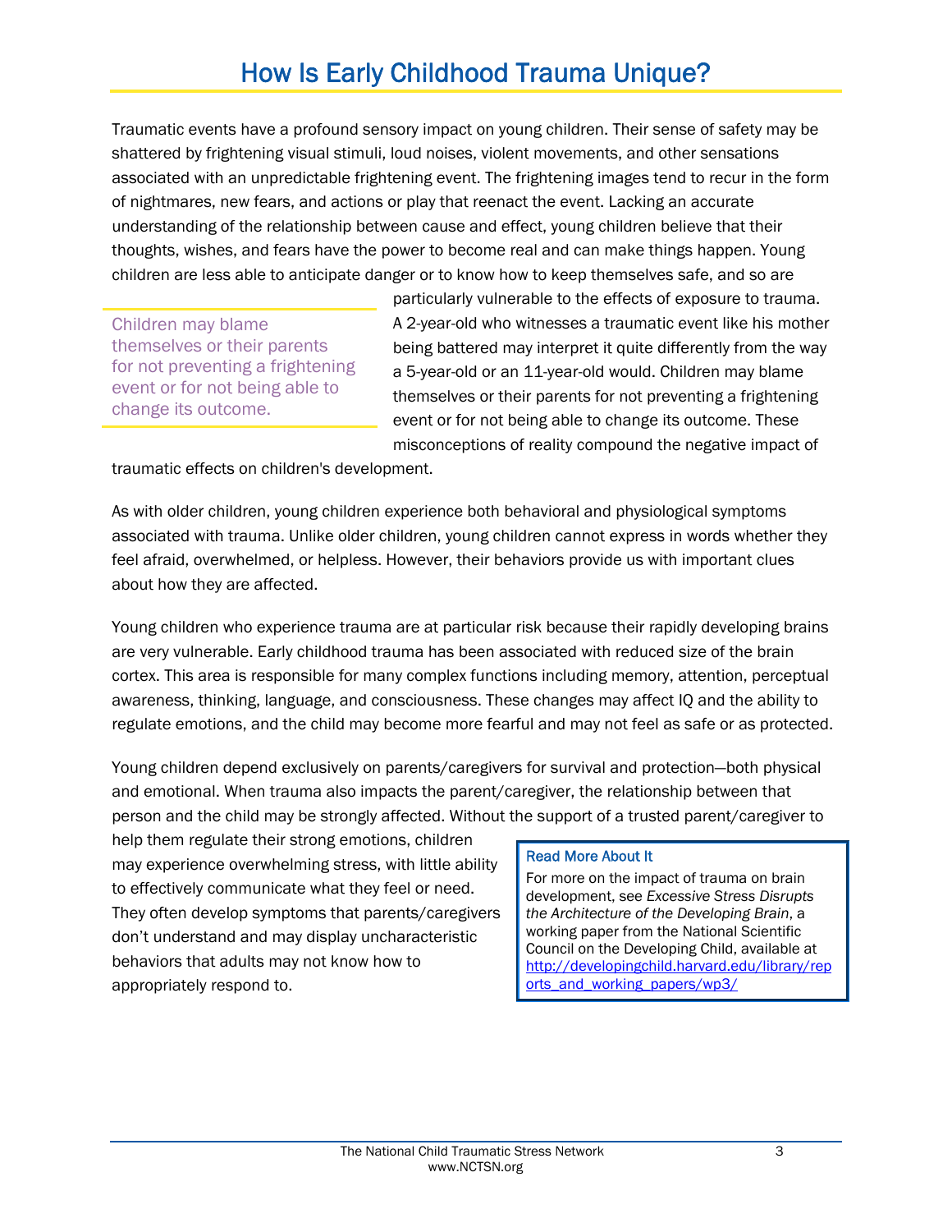# How Is Early Childhood Trauma Unique?

Traumatic events have a profound sensory impact on young children. Their sense of safety may be shattered by frightening visual stimuli, loud noises, violent movements, and other sensations associated with an unpredictable frightening event. The frightening images tend to recur in the form of nightmares, new fears, and actions or play that reenact the event. Lacking an accurate understanding of the relationship between cause and effect, young children believe that their thoughts, wishes, and fears have the power to become real and can make things happen. Young children are less able to anticipate danger or to know how to keep themselves safe, and so are particularly vulnerable to the effects of exposure to trauma. A 2-year-old who witnesses a traumatic event like his mother being battered may interpret it quite differently from the way a 5-year-old or an 11-year-old would. Children may blame themselves or their parents for not preventing a frightening event or for not being able to change its outcome. These misconceptions of reality compound the negative impact of traumatic effects on children's development.

> Children may blame themselves or their parents for not preventing a frightening event or for not being able to change its outcome.

As with older children, young children experience both behavioral and physiological symptoms associated with trauma. Unlike older children, young children cannot express in words whether they feel afraid, overwhelmed, or helpless. However, their behaviors provide us with important clues about how they are affected.

Young children who experience trauma are at particular risk because their rapidly developing brains are very vulnerable. Early childhood trauma has been associated with reduced size of the brain cortex. This area is responsible for many complex functions including memory, attention, perceptual awareness, thinking, language, and consciousness. These changes may affect IQ and the ability to regulate emotions, and the child may become more fearful and may not feel as safe or as protected.

Young children depend exclusively on parents/caregivers for survival and protection—both physical and emotional. When trauma also impacts the parent/caregiver, the relationship between that person and the child may be strongly affected. Without the support of a trusted parent/caregiver to help them regulate their strong emotions, children may experience overwhelming stress, with little ability to effectively communicate what they feel or need. They often develop symptoms that parents/caregivers don't understand and may display uncharacteristic behaviors that adults may not know how to appropriately respond to.

> **Read More About It**
>
> For more on the impact of trauma on brain development, see *Excessive Stress Disrupts the Architecture of the Developing Brain*, a working paper from the National Scientific Council on the Developing Child, available at http://developingchild.harvard.edu/library/reports_and_working_papers/wp3/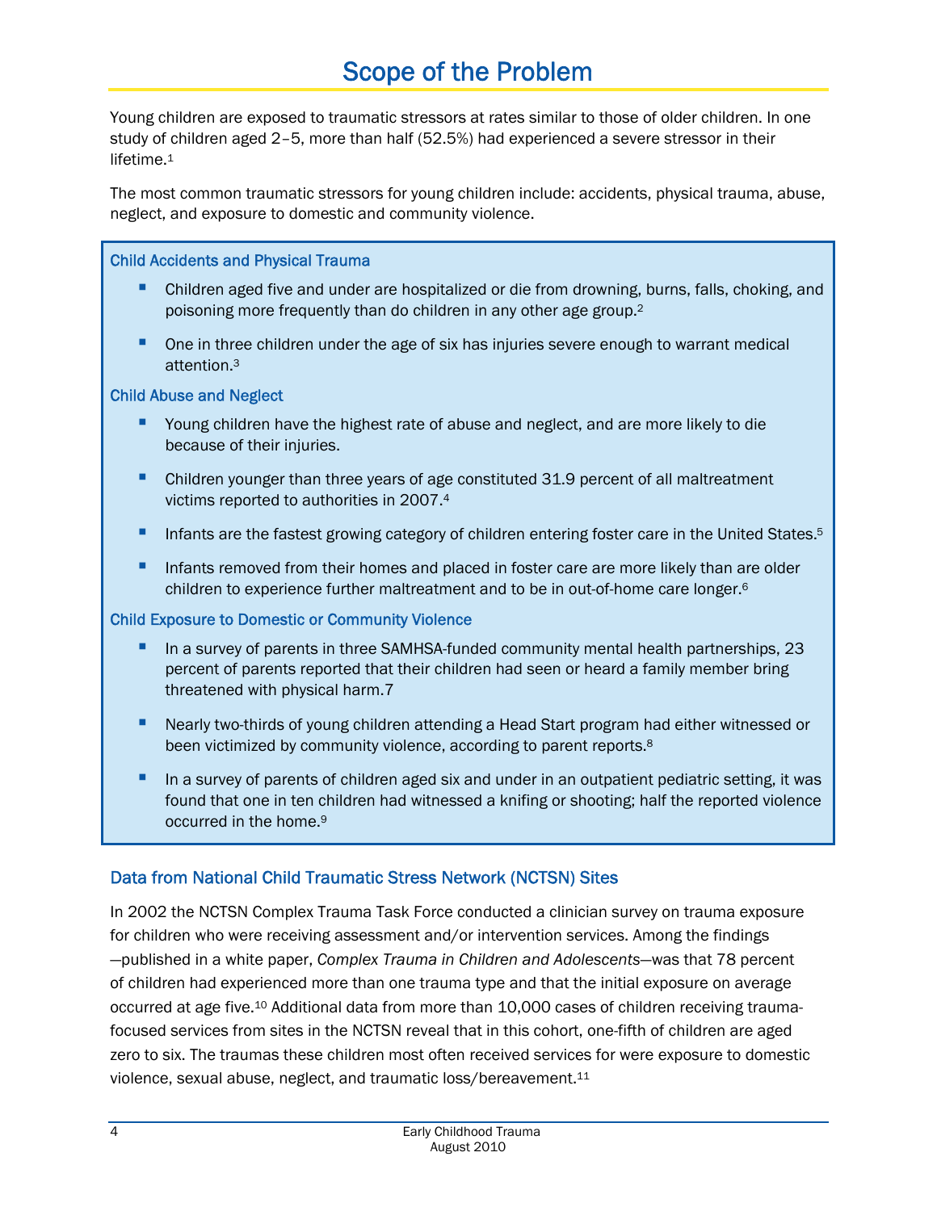# Scope of the Problem

Young children are exposed to traumatic stressors at rates similar to those of older children. In one study of children aged 2–5, more than half (52.5%) had experienced a severe stressor in their lifetime.[1]

The most common traumatic stressors for young children include: accidents, physical trauma, abuse, neglect, and exposure to domestic and community violence.

### Child Accidents and Physical Trauma

- Children aged five and under are hospitalized or die from drowning, burns, falls, choking, and poisoning more frequently than do children in any other age group.[2]
- One in three children under the age of six has injuries severe enough to warrant medical attention.[3]

### Child Abuse and Neglect

- Young children have the highest rate of abuse and neglect, and are more likely to die because of their injuries.
- Children younger than three years of age constituted 31.9 percent of all maltreatment victims reported to authorities in 2007.[4]
- Infants are the fastest growing category of children entering foster care in the United States.[5]
- Infants removed from their homes and placed in foster care are more likely than are older children to experience further maltreatment and to be in out-of-home care longer.[6]

### Child Exposure to Domestic or Community Violence

- In a survey of parents in three SAMHSA-funded community mental health partnerships, 23 percent of parents reported that their children had seen or heard a family member bring threatened with physical harm.7
- Nearly two-thirds of young children attending a Head Start program had either witnessed or been victimized by community violence, according to parent reports.[8]
- In a survey of parents of children aged six and under in an outpatient pediatric setting, it was found that one in ten children had witnessed a knifing or shooting; half the reported violence occurred in the home.[9]

## Data from National Child Traumatic Stress Network (NCTSN) Sites

In 2002 the NCTSN Complex Trauma Task Force conducted a clinician survey on trauma exposure for children who were receiving assessment and/or intervention services. Among the findings —published in a white paper, *Complex Trauma in Children and Adolescents*—was that 78 percent of children had experienced more than one trauma type and that the initial exposure on average occurred at age five.[10] Additional data from more than 10,000 cases of children receiving trauma-focused services from sites in the NCTSN reveal that in this cohort, one-fifth of children are aged zero to six. The traumas these children most often received services for were exposure to domestic violence, sexual abuse, neglect, and traumatic loss/bereavement.[11]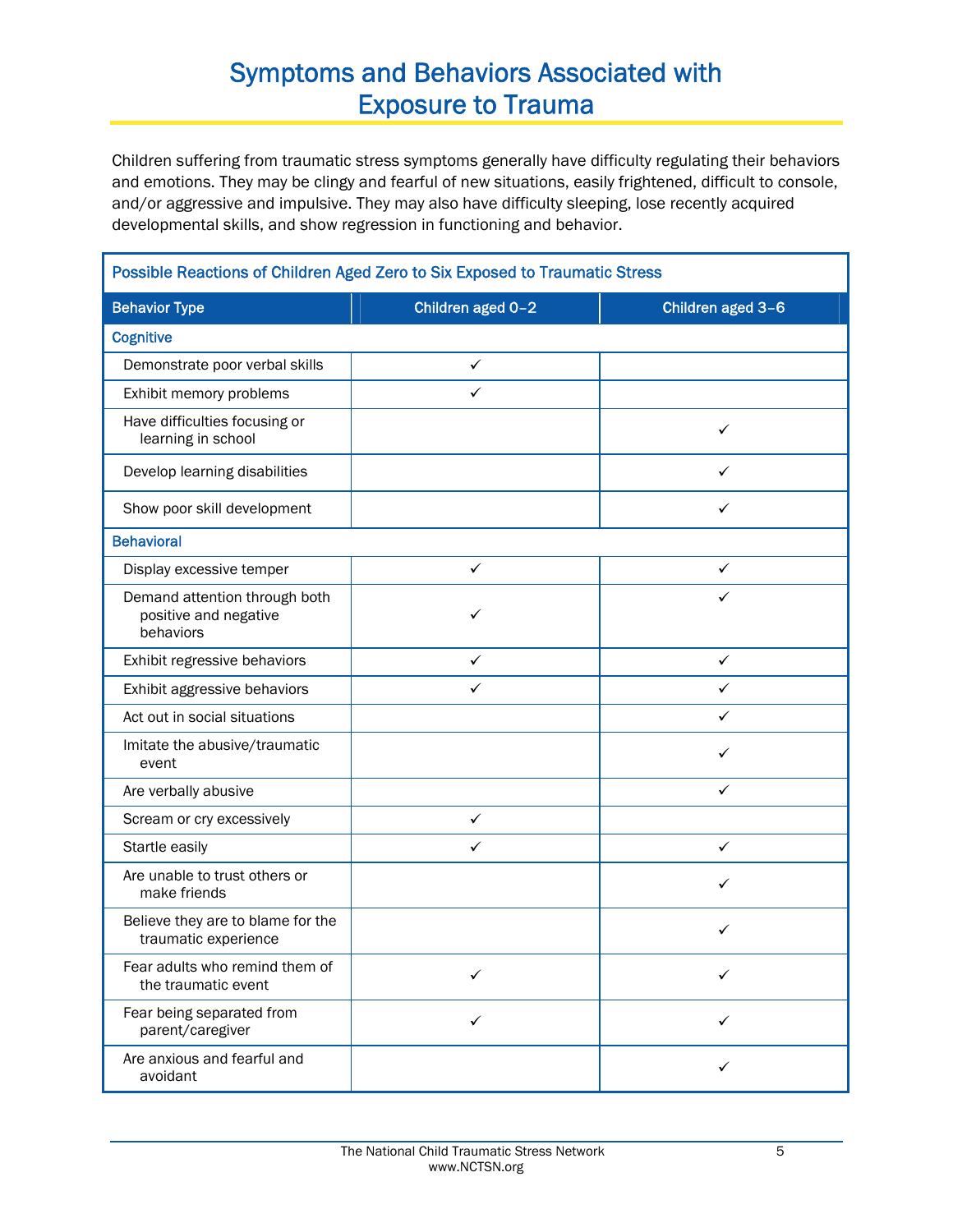# Symptoms and Behaviors Associated with Exposure to Trauma

Children suffering from traumatic stress symptoms generally have difficulty regulating their behaviors and emotions. They may be clingy and fearful of new situations, easily frightened, difficult to console, and/or aggressive and impulsive. They may also have difficulty sleeping, lose recently acquired developmental skills, and show regression in functioning and behavior.

**Possible Reactions of Children Aged Zero to Six Exposed to Traumatic Stress**

| Behavior Type | Children aged 0–2 | Children aged 3–6 |
|---|---|---|
| **Cognitive** | | |
| Demonstrate poor verbal skills | ✓ | |
| Exhibit memory problems | ✓ | |
| Have difficulties focusing or learning in school | | ✓ |
| Develop learning disabilities | | ✓ |
| Show poor skill development | | ✓ |
| **Behavioral** | | |
| Display excessive temper | ✓ | ✓ |
| Demand attention through both positive and negative behaviors | ✓ | ✓ |
| Exhibit regressive behaviors | ✓ | ✓ |
| Exhibit aggressive behaviors | ✓ | ✓ |
| Act out in social situations | | ✓ |
| Imitate the abusive/traumatic event | | ✓ |
| Are verbally abusive | | ✓ |
| Scream or cry excessively | ✓ | |
| Startle easily | ✓ | ✓ |
| Are unable to trust others or make friends | | ✓ |
| Believe they are to blame for the traumatic experience | | ✓ |
| Fear adults who remind them of the traumatic event | ✓ | ✓ |
| Fear being separated from parent/caregiver | ✓ | ✓ |
| Are anxious and fearful and avoidant | | ✓ |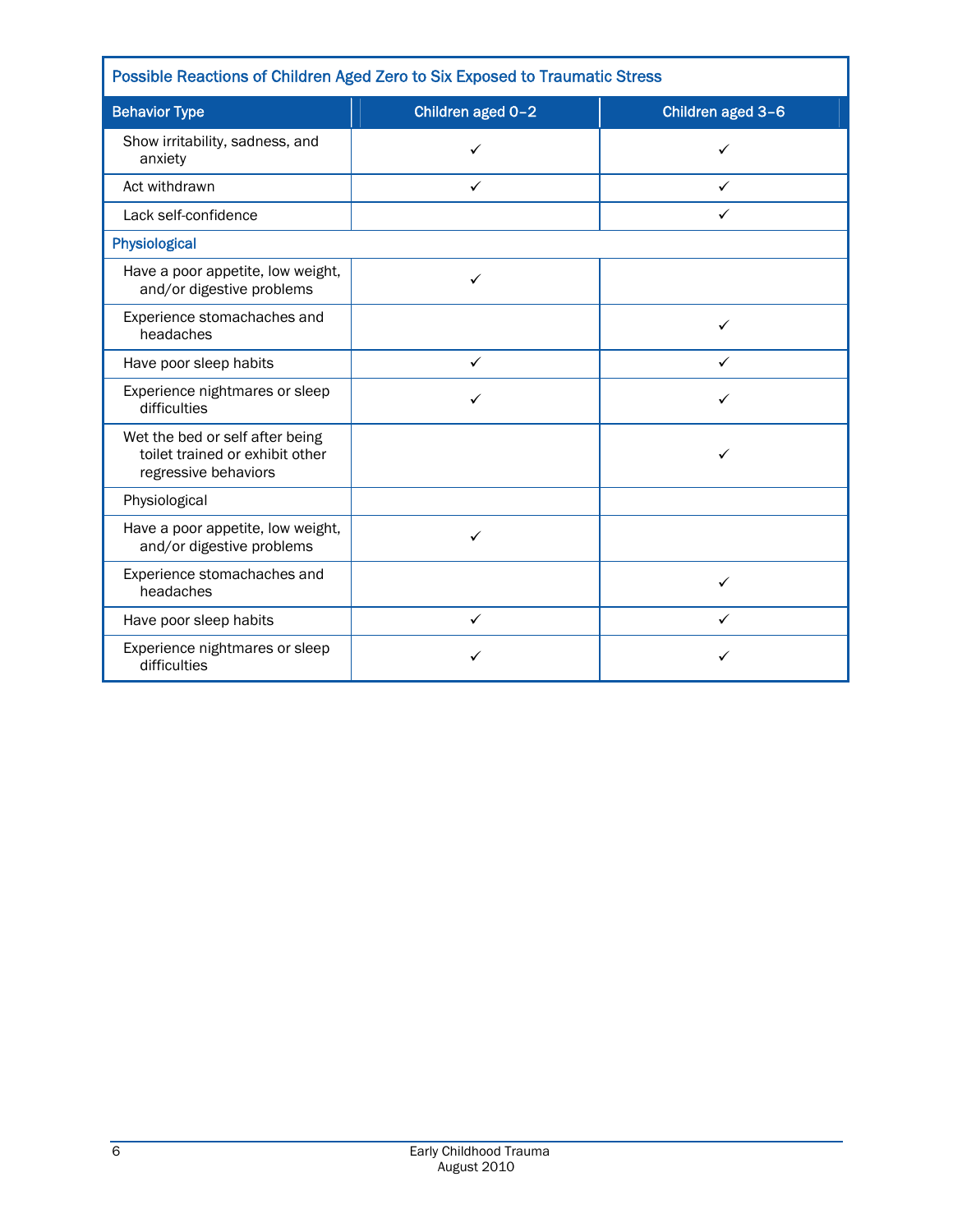| Possible Reactions of Children Aged Zero to Six Exposed to Traumatic Stress | | |
|---|---|---|
| **Behavior Type** | **Children aged 0–2** | **Children aged 3–6** |
| Show irritability, sadness, and anxiety | ✓ | ✓ |
| Act withdrawn | ✓ | ✓ |
| Lack self-confidence | | ✓ |
| **Physiological** | | |
| Have a poor appetite, low weight, and/or digestive problems | ✓ | |
| Experience stomachaches and headaches | | ✓ |
| Have poor sleep habits | ✓ | ✓ |
| Experience nightmares or sleep difficulties | ✓ | ✓ |
| Wet the bed or self after being toilet trained or exhibit other regressive behaviors | | ✓ |
| Physiological | | |
| Have a poor appetite, low weight, and/or digestive problems | ✓ | |
| Experience stomachaches and headaches | | ✓ |
| Have poor sleep habits | ✓ | ✓ |
| Experience nightmares or sleep difficulties | ✓ | ✓ |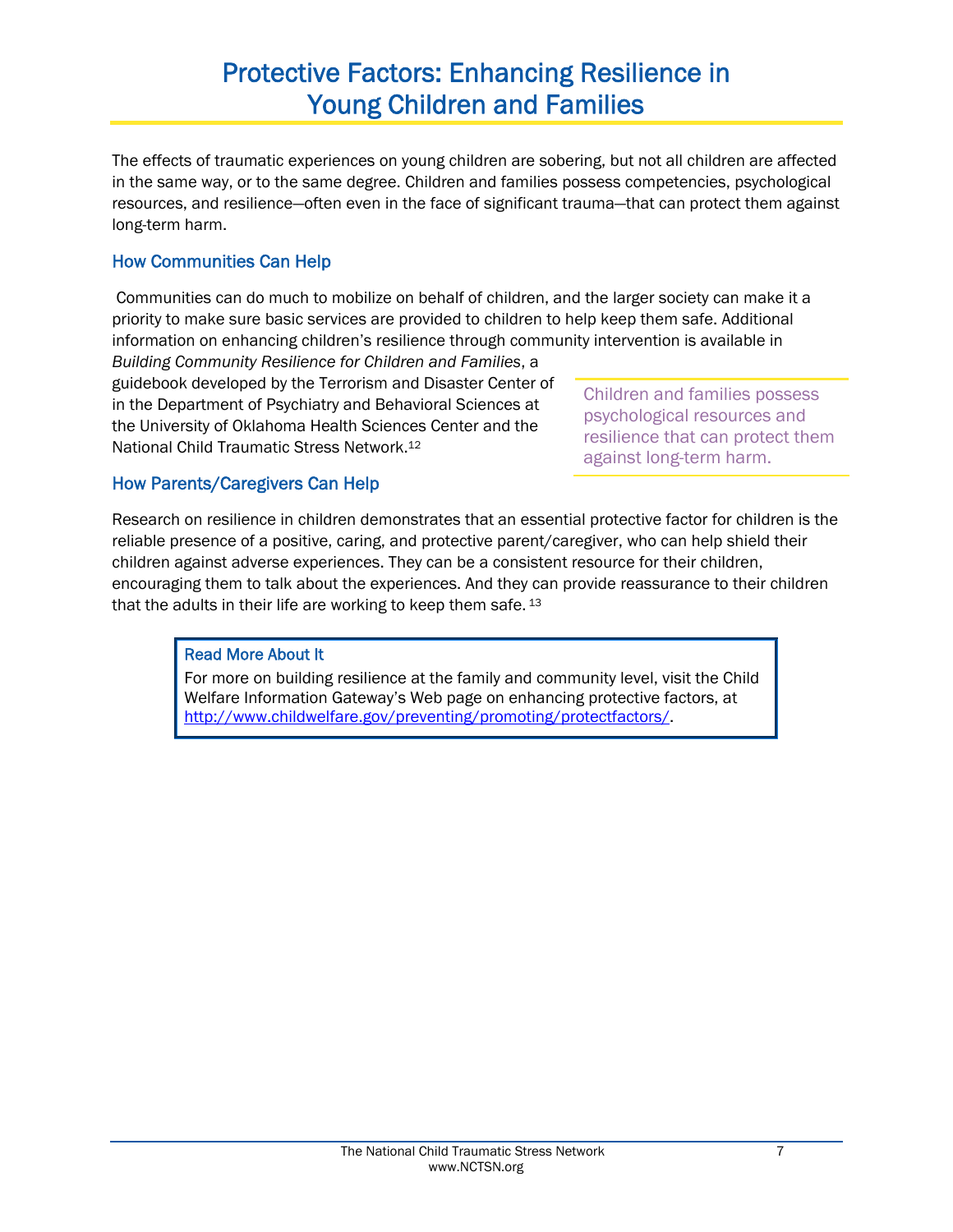# Protective Factors: Enhancing Resilience in Young Children and Families

The effects of traumatic experiences on young children are sobering, but not all children are affected in the same way, or to the same degree. Children and families possess competencies, psychological resources, and resilience—often even in the face of significant trauma—that can protect them against long-term harm.

## How Communities Can Help

Communities can do much to mobilize on behalf of children, and the larger society can make it a priority to make sure basic services are provided to children to help keep them safe. Additional information on enhancing children's resilience through community intervention is available in *Building Community Resilience for Children and Families*, a guidebook developed by the Terrorism and Disaster Center of in the Department of Psychiatry and Behavioral Sciences at the University of Oklahoma Health Sciences Center and the National Child Traumatic Stress Network.[12]

> Children and families possess psychological resources and resilience that can protect them against long-term harm.

## How Parents/Caregivers Can Help

Research on resilience in children demonstrates that an essential protective factor for children is the reliable presence of a positive, caring, and protective parent/caregiver, who can help shield their children against adverse experiences. They can be a consistent resource for their children, encouraging them to talk about the experiences. And they can provide reassurance to their children that the adults in their life are working to keep them safe.[13]

### Read More About It

For more on building resilience at the family and community level, visit the Child Welfare Information Gateway's Web page on enhancing protective factors, at http://www.childwelfare.gov/preventing/promoting/protectfactors/.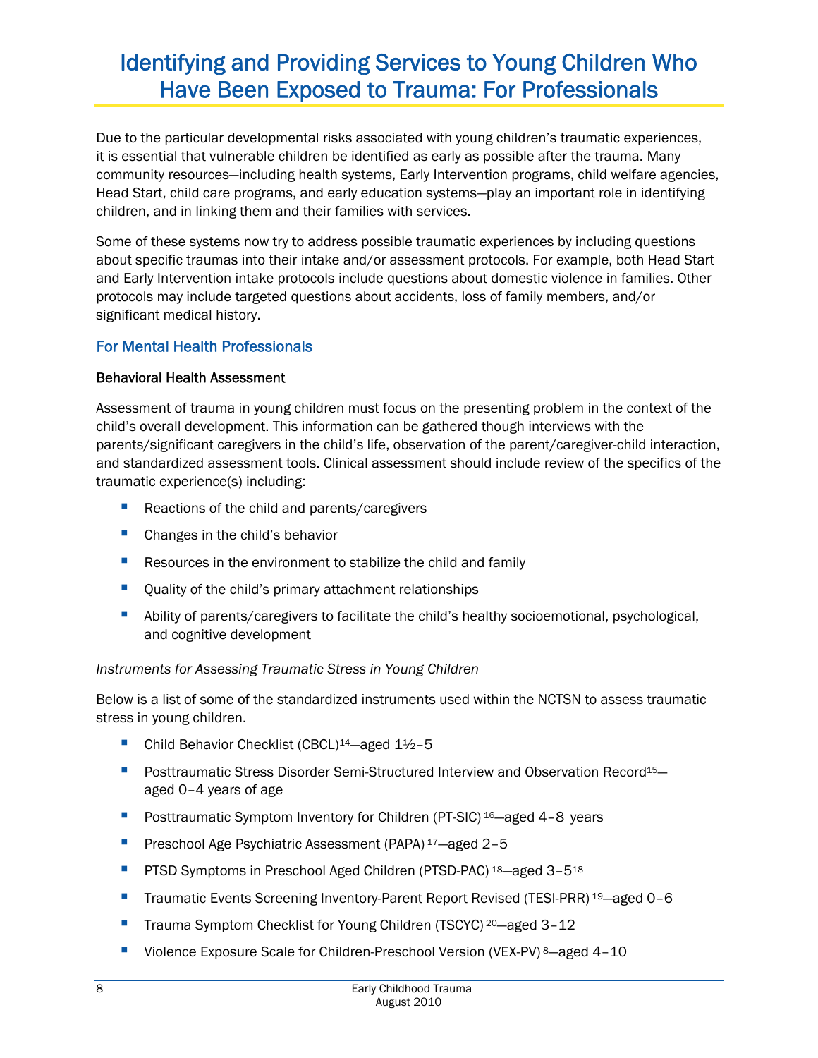# Identifying and Providing Services to Young Children Who Have Been Exposed to Trauma: For Professionals

Due to the particular developmental risks associated with young children's traumatic experiences, it is essential that vulnerable children be identified as early as possible after the trauma. Many community resources—including health systems, Early Intervention programs, child welfare agencies, Head Start, child care programs, and early education systems—play an important role in identifying children, and in linking them and their families with services.

Some of these systems now try to address possible traumatic experiences by including questions about specific traumas into their intake and/or assessment protocols. For example, both Head Start and Early Intervention intake protocols include questions about domestic violence in families. Other protocols may include targeted questions about accidents, loss of family members, and/or significant medical history.

## For Mental Health Professionals

**Behavioral Health Assessment**

Assessment of trauma in young children must focus on the presenting problem in the context of the child's overall development. This information can be gathered though interviews with the parents/significant caregivers in the child's life, observation of the parent/caregiver-child interaction, and standardized assessment tools. Clinical assessment should include review of the specifics of the traumatic experience(s) including:

- Reactions of the child and parents/caregivers
- Changes in the child's behavior
- Resources in the environment to stabilize the child and family
- Quality of the child's primary attachment relationships
- Ability of parents/caregivers to facilitate the child's healthy socioemotional, psychological, and cognitive development

*Instruments for Assessing Traumatic Stress in Young Children*

Below is a list of some of the standardized instruments used within the NCTSN to assess traumatic stress in young children.

- Child Behavior Checklist (CBCL)[14]—aged 1½–5
- Posttraumatic Stress Disorder Semi-Structured Interview and Observation Record[15]—aged 0–4 years of age
- Posttraumatic Symptom Inventory for Children (PT-SIC)[16]—aged 4–8 years
- Preschool Age Psychiatric Assessment (PAPA)[17]—aged 2–5
- PTSD Symptoms in Preschool Aged Children (PTSD-PAC)[18]—aged 3–5[18]
- Traumatic Events Screening Inventory-Parent Report Revised (TESI-PRR)[19]—aged 0–6
- Trauma Symptom Checklist for Young Children (TSCYC)[20]—aged 3–12
- Violence Exposure Scale for Children-Preschool Version (VEX-PV)[8]—aged 4–10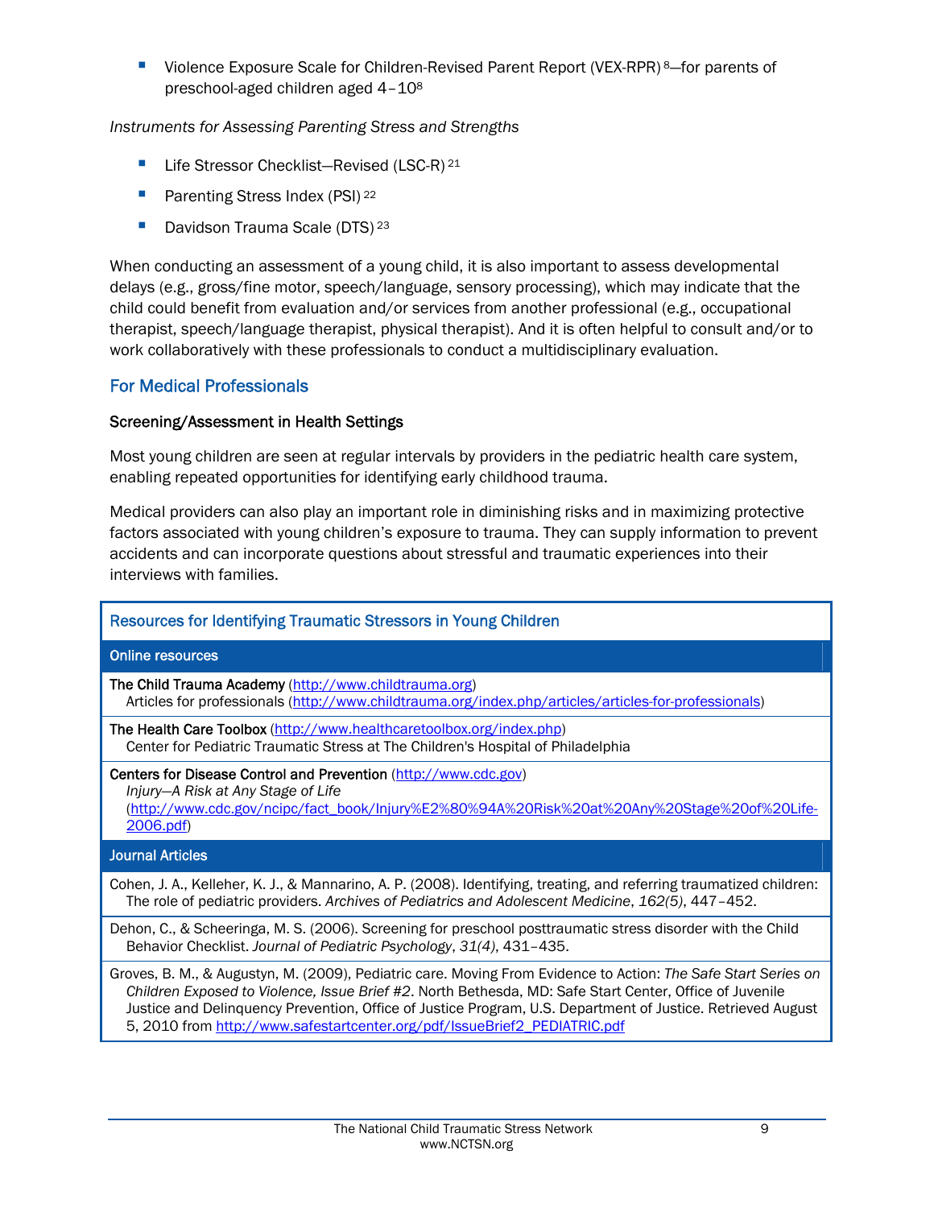- Violence Exposure Scale for Children-Revised Parent Report (VEX-RPR) [8]—for parents of preschool-aged children aged 4–10[8]

*Instruments for Assessing Parenting Stress and Strengths*

- Life Stressor Checklist—Revised (LSC-R) [21]
- Parenting Stress Index (PSI) [22]
- Davidson Trauma Scale (DTS) [23]

When conducting an assessment of a young child, it is also important to assess developmental delays (e.g., gross/fine motor, speech/language, sensory processing), which may indicate that the child could benefit from evaluation and/or services from another professional (e.g., occupational therapist, speech/language therapist, physical therapist). And it is often helpful to consult and/or to work collaboratively with these professionals to conduct a multidisciplinary evaluation.

## For Medical Professionals

### Screening/Assessment in Health Settings

Most young children are seen at regular intervals by providers in the pediatric health care system, enabling repeated opportunities for identifying early childhood trauma.

Medical providers can also play an important role in diminishing risks and in maximizing protective factors associated with young children's exposure to trauma. They can supply information to prevent accidents and can incorporate questions about stressful and traumatic experiences into their interviews with families.

| Resources for Identifying Traumatic Stressors in Young Children |
|---|
| **Online resources** |
| **The Child Trauma Academy** (http://www.childtrauma.org) Articles for professionals (http://www.childtrauma.org/index.php/articles/articles-for-professionals) |
| **The Health Care Toolbox** (http://www.healthcaretoolbox.org/index.php) Center for Pediatric Traumatic Stress at The Children's Hospital of Philadelphia |
| **Centers for Disease Control and Prevention** (http://www.cdc.gov) *Injury—A Risk at Any Stage of Life* (http://www.cdc.gov/ncipc/fact_book/Injury%E2%80%94A%20Risk%20at%20Any%20Stage%20of%20Life-2006.pdf) |
| **Journal Articles** |
| Cohen, J. A., Kelleher, K. J., & Mannarino, A. P. (2008). Identifying, treating, and referring traumatized children: The role of pediatric providers. *Archives of Pediatrics and Adolescent Medicine*, *162(5)*, 447–452. |
| Dehon, C., & Scheeringa, M. S. (2006). Screening for preschool posttraumatic stress disorder with the Child Behavior Checklist. *Journal of Pediatric Psychology*, *31(4)*, 431–435. |
| Groves, B. M., & Augustyn, M. (2009), Pediatric care. Moving From Evidence to Action: *The Safe Start Series on Children Exposed to Violence, Issue Brief #2*. North Bethesda, MD: Safe Start Center, Office of Juvenile Justice and Delinquency Prevention, Office of Justice Program, U.S. Department of Justice. Retrieved August 5, 2010 from http://www.safestartcenter.org/pdf/IssueBrief2_PEDIATRIC.pdf |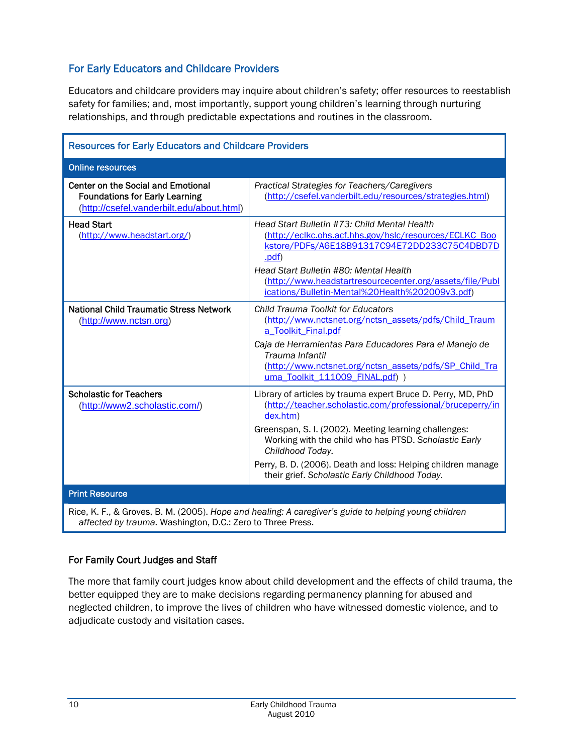## For Early Educators and Childcare Providers

Educators and childcare providers may inquire about children's safety; offer resources to reestablish safety for families; and, most importantly, support young children's learning through nurturing relationships, and through predictable expectations and routines in the classroom.

| Resources for Early Educators and Childcare Providers | |
|---|---|
| **Online resources** | |
| Center on the Social and Emotional Foundations for Early Learning (http://csefel.vanderbilt.edu/about.html) | *Practical Strategies for Teachers/Caregivers* (http://csefel.vanderbilt.edu/resources/strategies.html) |
| Head Start (http://www.headstart.org/) | *Head Start Bulletin #73: Child Mental Health* (http://eclkc.ohs.acf.hhs.gov/hslc/resources/ECLKC_Bookstore/PDFs/A6E18B91317C94E72DD233C75C4DBD7D.pdf)<br>*Head Start Bulletin #80: Mental Health* (http://www.headstartresourcecenter.org/assets/file/Publications/Bulletin-Mental%20Health%202009v3.pdf) |
| National Child Traumatic Stress Network (http://www.nctsn.org) | *Child Trauma Toolkit for Educators* (http://www.nctsnet.org/nctsn_assets/pdfs/Child_Trauma_Toolkit_Final.pdf<br>*Caja de Herramientas Para Educadores Para el Manejo de Trauma Infantil* (http://www.nctsnet.org/nctsn_assets/pdfs/SP_Child_Trauma_Toolkit_111009_FINAL.pdf) ) |
| Scholastic for Teachers (http://www2.scholastic.com/) | Library of articles by trauma expert Bruce D. Perry, MD, PhD (http://teacher.scholastic.com/professional/bruceperry/index.htm)<br>Greenspan, S. I. (2002). Meeting learning challenges: Working with the child who has PTSD. *Scholastic Early Childhood Today.*<br>Perry, B. D. (2006). Death and loss: Helping children manage their grief. *Scholastic Early Childhood Today.* |
| **Print Resource** | |
| Rice, K. F., & Groves, B. M. (2005). *Hope and healing: A caregiver's guide to helping young children affected by trauma.* Washington, D.C.: Zero to Three Press. | |

### For Family Court Judges and Staff

The more that family court judges know about child development and the effects of child trauma, the better equipped they are to make decisions regarding permanency planning for abused and neglected children, to improve the lives of children who have witnessed domestic violence, and to adjudicate custody and visitation cases.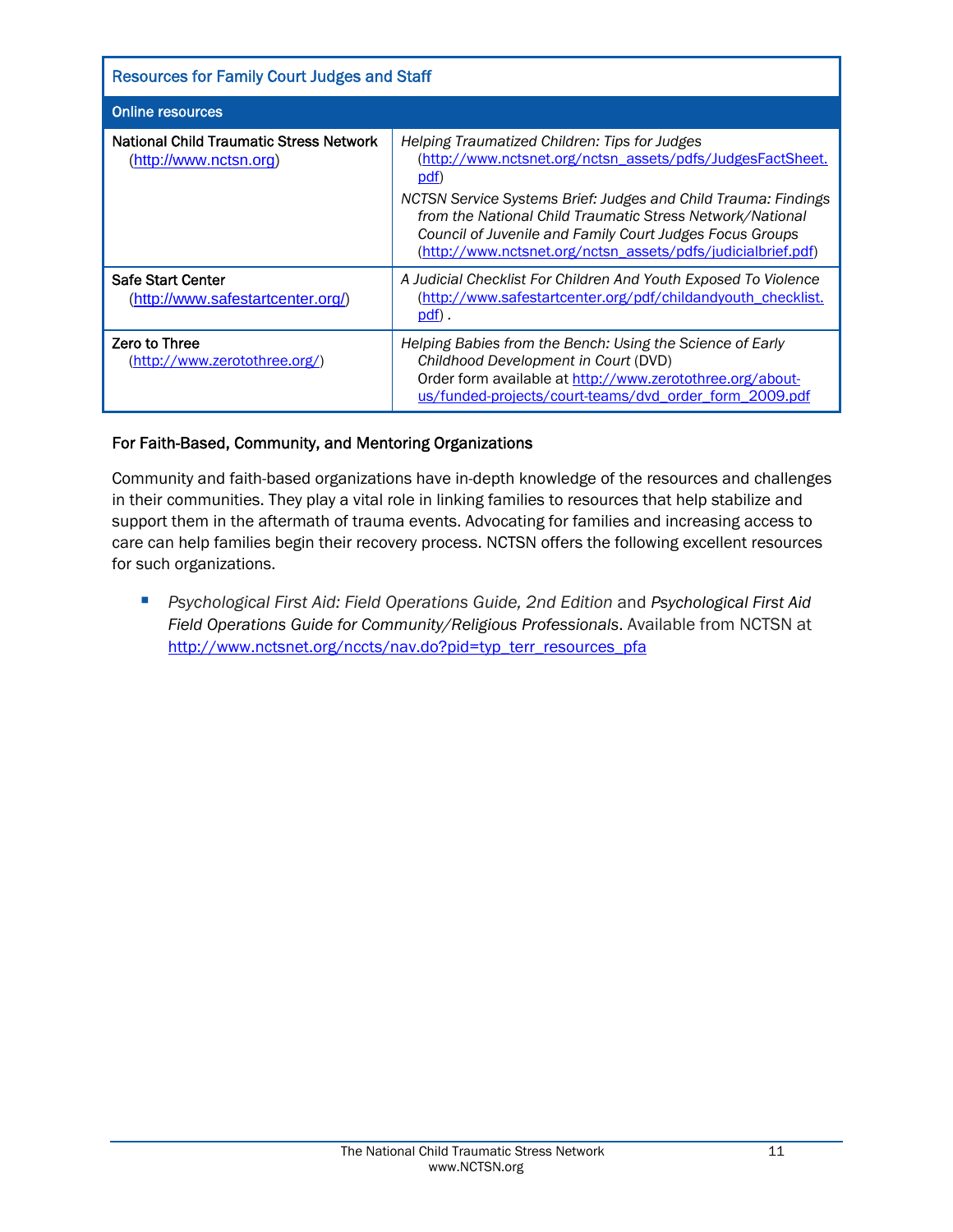| Resources for Family Court Judges and Staff | |
|---|---|
| **Online resources** | |
| National Child Traumatic Stress Network (http://www.nctsn.org) | *Helping Traumatized Children: Tips for Judges* (http://www.nctsnet.org/nctsn_assets/pdfs/JudgesFactSheet.pdf)<br><br>*NCTSN Service Systems Brief: Judges and Child Trauma: Findings from the National Child Traumatic Stress Network/National Council of Juvenile and Family Court Judges Focus Groups* (http://www.nctsnet.org/nctsn_assets/pdfs/judicialbrief.pdf) |
| Safe Start Center (http://www.safestartcenter.org/) | *A Judicial Checklist For Children And Youth Exposed To Violence* (http://www.safestartcenter.org/pdf/childandyouth_checklist.pdf) . |
| Zero to Three (http://www.zerotothree.org/) | *Helping Babies from the Bench: Using the Science of Early Childhood Development in Court* (DVD)<br>Order form available at http://www.zerotothree.org/about-us/funded-projects/court-teams/dvd_order_form_2009.pdf |

### For Faith-Based, Community, and Mentoring Organizations

Community and faith-based organizations have in-depth knowledge of the resources and challenges in their communities. They play a vital role in linking families to resources that help stabilize and support them in the aftermath of trauma events. Advocating for families and increasing access to care can help families begin their recovery process. NCTSN offers the following excellent resources for such organizations.

- *Psychological First Aid: Field Operations Guide, 2nd Edition* and *Psychological First Aid Field Operations Guide for Community/Religious Professionals*. Available from NCTSN at http://www.nctsnet.org/nccts/nav.do?pid=typ_terr_resources_pfa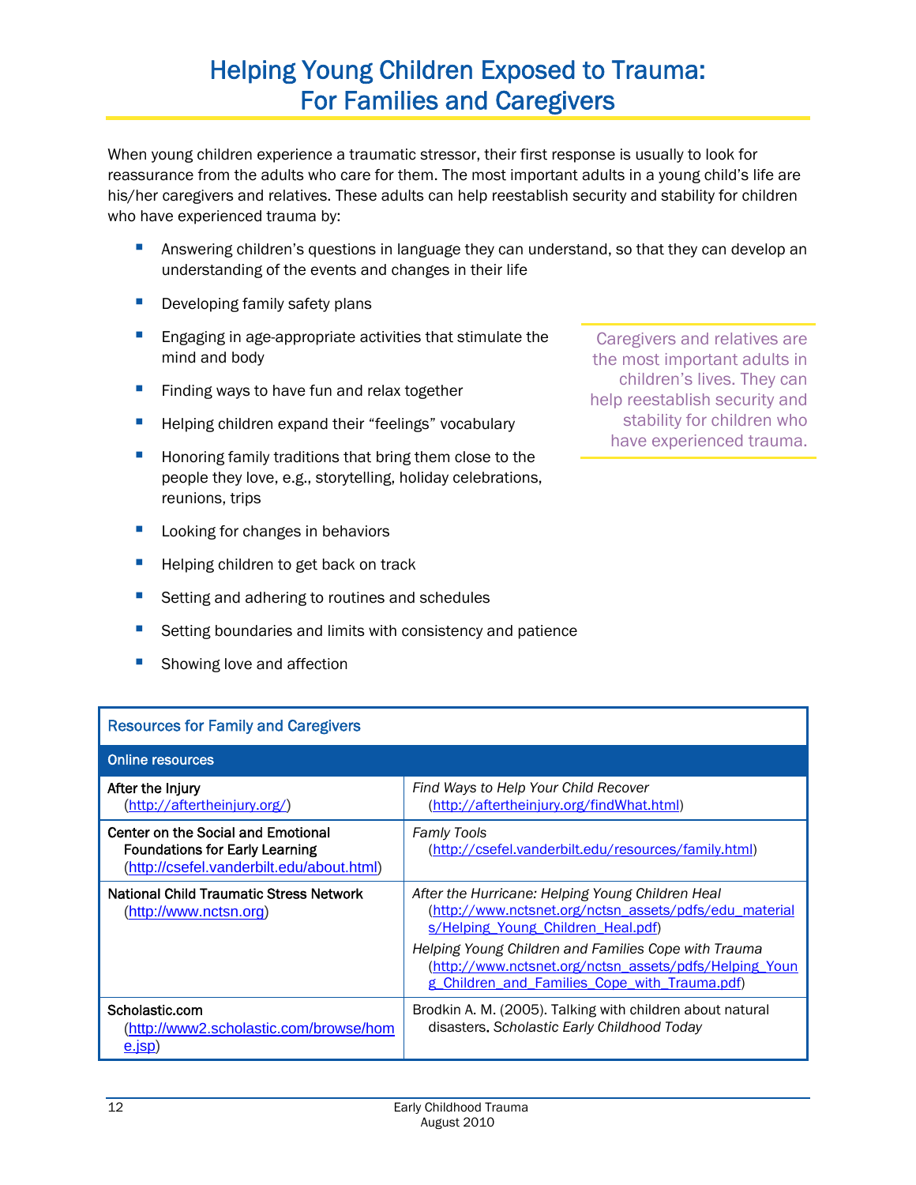# Helping Young Children Exposed to Trauma: For Families and Caregivers

When young children experience a traumatic stressor, their first response is usually to look for reassurance from the adults who care for them. The most important adults in a young child's life are his/her caregivers and relatives. These adults can help reestablish security and stability for children who have experienced trauma by:

- Answering children's questions in language they can understand, so that they can develop an understanding of the events and changes in their life
- Developing family safety plans
- Engaging in age-appropriate activities that stimulate the mind and body
- Finding ways to have fun and relax together
- Helping children expand their "feelings" vocabulary
- Honoring family traditions that bring them close to the people they love, e.g., storytelling, holiday celebrations, reunions, trips
- Looking for changes in behaviors
- Helping children to get back on track
- Setting and adhering to routines and schedules
- Setting boundaries and limits with consistency and patience
- Showing love and affection

> Caregivers and relatives are the most important adults in children's lives. They can help reestablish security and stability for children who have experienced trauma.

**Resources for Family and Caregivers**

| Online resources | |
|---|---|
| After the Injury (http://aftertheinjury.org/) | *Find Ways to Help Your Child Recover* (http://aftertheinjury.org/findWhat.html) |
| Center on the Social and Emotional Foundations for Early Learning (http://csefel.vanderbilt.edu/about.html) | *Famly Tools* (http://csefel.vanderbilt.edu/resources/family.html) |
| National Child Traumatic Stress Network (http://www.nctsn.org) | *After the Hurricane: Helping Young Children Heal* (http://www.nctsnet.org/nctsn_assets/pdfs/edu_materials/Helping_Young_Children_Heal.pdf)<br>*Helping Young Children and Families Cope with Trauma* (http://www.nctsnet.org/nctsn_assets/pdfs/Helping_Young_Children_and_Families_Cope_with_Trauma.pdf) |
| Scholastic.com (http://www2.scholastic.com/browse/home.jsp) | Brodkin A. M. (2005). Talking with children about natural disasters. *Scholastic Early Childhood Today* |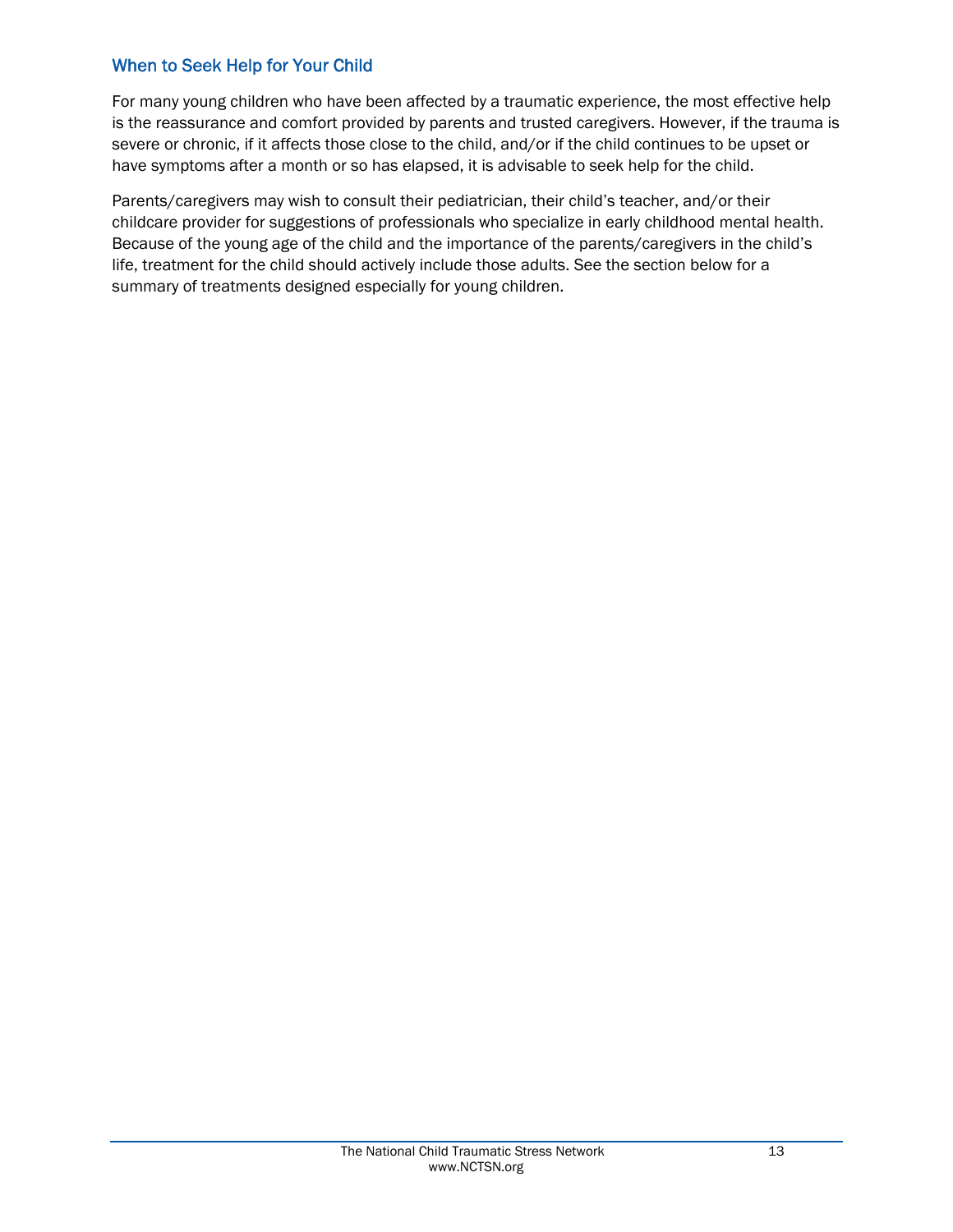## When to Seek Help for Your Child

For many young children who have been affected by a traumatic experience, the most effective help is the reassurance and comfort provided by parents and trusted caregivers. However, if the trauma is severe or chronic, if it affects those close to the child, and/or if the child continues to be upset or have symptoms after a month or so has elapsed, it is advisable to seek help for the child.

Parents/caregivers may wish to consult their pediatrician, their child's teacher, and/or their childcare provider for suggestions of professionals who specialize in early childhood mental health. Because of the young age of the child and the importance of the parents/caregivers in the child's life, treatment for the child should actively include those adults. See the section below for a summary of treatments designed especially for young children.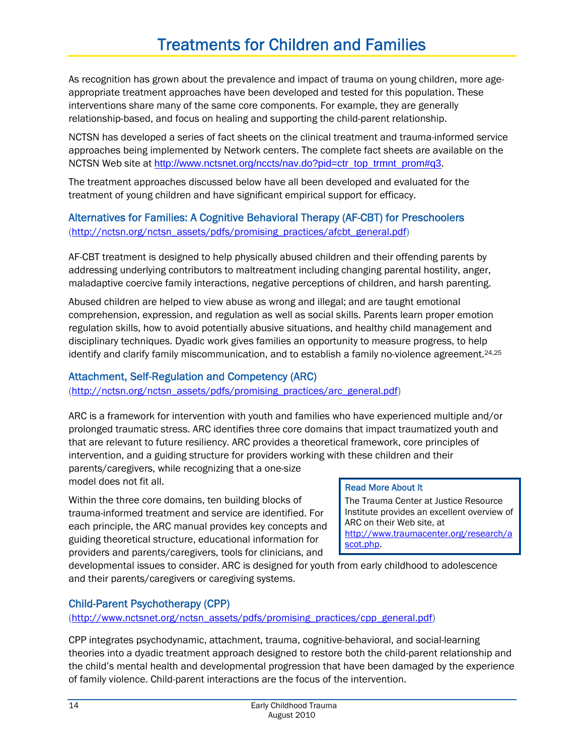# Treatments for Children and Families

As recognition has grown about the prevalence and impact of trauma on young children, more age-appropriate treatment approaches have been developed and tested for this population. These interventions share many of the same core components. For example, they are generally relationship-based, and focus on healing and supporting the child-parent relationship.

NCTSN has developed a series of fact sheets on the clinical treatment and trauma-informed service approaches being implemented by Network centers. The complete fact sheets are available on the NCTSN Web site at http://www.nctsnet.org/nccts/nav.do?pid=ctr_top_trmnt_prom#q3.

The treatment approaches discussed below have all been developed and evaluated for the treatment of young children and have significant empirical support for efficacy.

### Alternatives for Families: A Cognitive Behavioral Therapy (AF-CBT) for Preschoolers

(http://nctsn.org/nctsn_assets/pdfs/promising_practices/afcbt_general.pdf)

AF-CBT treatment is designed to help physically abused children and their offending parents by addressing underlying contributors to maltreatment including changing parental hostility, anger, maladaptive coercive family interactions, negative perceptions of children, and harsh parenting.

Abused children are helped to view abuse as wrong and illegal; and are taught emotional comprehension, expression, and regulation as well as social skills. Parents learn proper emotion regulation skills, how to avoid potentially abusive situations, and healthy child management and disciplinary techniques. Dyadic work gives families an opportunity to measure progress, to help identify and clarify family miscommunication, and to establish a family no-violence agreement.[24,25]

### Attachment, Self-Regulation and Competency (ARC)

(http://nctsn.org/nctsn_assets/pdfs/promising_practices/arc_general.pdf)

ARC is a framework for intervention with youth and families who have experienced multiple and/or prolonged traumatic stress. ARC identifies three core domains that impact traumatized youth and that are relevant to future resiliency. ARC provides a theoretical framework, core principles of intervention, and a guiding structure for providers working with these children and their parents/caregivers, while recognizing that a one-size model does not fit all.

Within the three core domains, ten building blocks of trauma-informed treatment and service are identified. For each principle, the ARC manual provides key concepts and guiding theoretical structure, educational information for providers and parents/caregivers, tools for clinicians, and developmental issues to consider. ARC is designed for youth from early childhood to adolescence and their parents/caregivers or caregiving systems.

> **Read More About It**
>
> The Trauma Center at Justice Resource Institute provides an excellent overview of ARC on their Web site, at http://www.traumacenter.org/research/ascot.php.

### Child-Parent Psychotherapy (CPP)

(http://www.nctsnet.org/nctsn_assets/pdfs/promising_practices/cpp_general.pdf)

CPP integrates psychodynamic, attachment, trauma, cognitive-behavioral, and social-learning theories into a dyadic treatment approach designed to restore both the child-parent relationship and the child's mental health and developmental progression that have been damaged by the experience of family violence. Child-parent interactions are the focus of the intervention.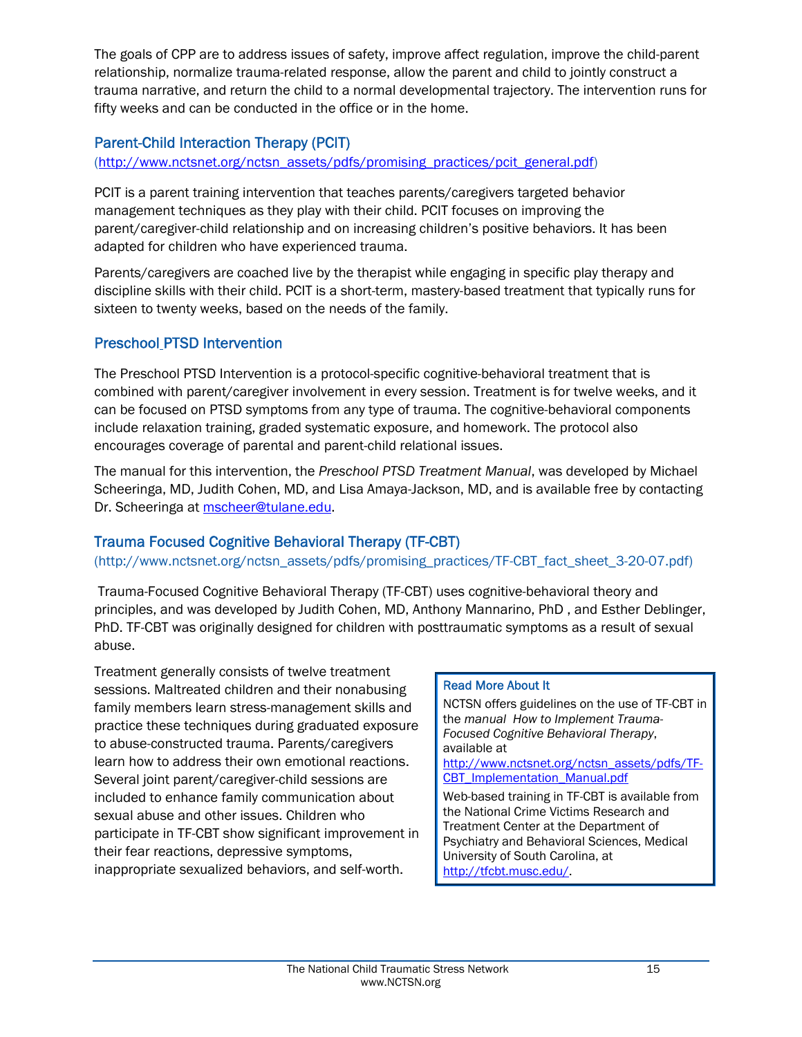The goals of CPP are to address issues of safety, improve affect regulation, improve the child-parent relationship, normalize trauma-related response, allow the parent and child to jointly construct a trauma narrative, and return the child to a normal developmental trajectory. The intervention runs for fifty weeks and can be conducted in the office or in the home.

### Parent-Child Interaction Therapy (PCIT)

(http://www.nctsnet.org/nctsn_assets/pdfs/promising_practices/pcit_general.pdf)

PCIT is a parent training intervention that teaches parents/caregivers targeted behavior management techniques as they play with their child. PCIT focuses on improving the parent/caregiver-child relationship and on increasing children's positive behaviors. It has been adapted for children who have experienced trauma.

Parents/caregivers are coached live by the therapist while engaging in specific play therapy and discipline skills with their child. PCIT is a short-term, mastery-based treatment that typically runs for sixteen to twenty weeks, based on the needs of the family.

### Preschool PTSD Intervention

The Preschool PTSD Intervention is a protocol-specific cognitive-behavioral treatment that is combined with parent/caregiver involvement in every session. Treatment is for twelve weeks, and it can be focused on PTSD symptoms from any type of trauma. The cognitive-behavioral components include relaxation training, graded systematic exposure, and homework. The protocol also encourages coverage of parental and parent-child relational issues.

The manual for this intervention, the *Preschool PTSD Treatment Manual*, was developed by Michael Scheeringa, MD, Judith Cohen, MD, and Lisa Amaya-Jackson, MD, and is available free by contacting Dr. Scheeringa at mscheer@tulane.edu.

### Trauma Focused Cognitive Behavioral Therapy (TF-CBT)

(http://www.nctsnet.org/nctsn_assets/pdfs/promising_practices/TF-CBT_fact_sheet_3-20-07.pdf)

Trauma-Focused Cognitive Behavioral Therapy (TF-CBT) uses cognitive-behavioral theory and principles, and was developed by Judith Cohen, MD, Anthony Mannarino, PhD , and Esther Deblinger, PhD. TF-CBT was originally designed for children with posttraumatic symptoms as a result of sexual abuse.

Treatment generally consists of twelve treatment sessions. Maltreated children and their nonabusing family members learn stress-management skills and practice these techniques during graduated exposure to abuse-constructed trauma. Parents/caregivers learn how to address their own emotional reactions. Several joint parent/caregiver-child sessions are included to enhance family communication about sexual abuse and other issues. Children who participate in TF-CBT show significant improvement in their fear reactions, depressive symptoms, inappropriate sexualized behaviors, and self-worth.

> **Read More About It**
>
> NCTSN offers guidelines on the use of TF-CBT in the *manual How to Implement Trauma-Focused Cognitive Behavioral Therapy*, available at http://www.nctsnet.org/nctsn_assets/pdfs/TF-CBT_Implementation_Manual.pdf
>
> Web-based training in TF-CBT is available from the National Crime Victims Research and Treatment Center at the Department of Psychiatry and Behavioral Sciences, Medical University of South Carolina, at http://tfcbt.musc.edu/.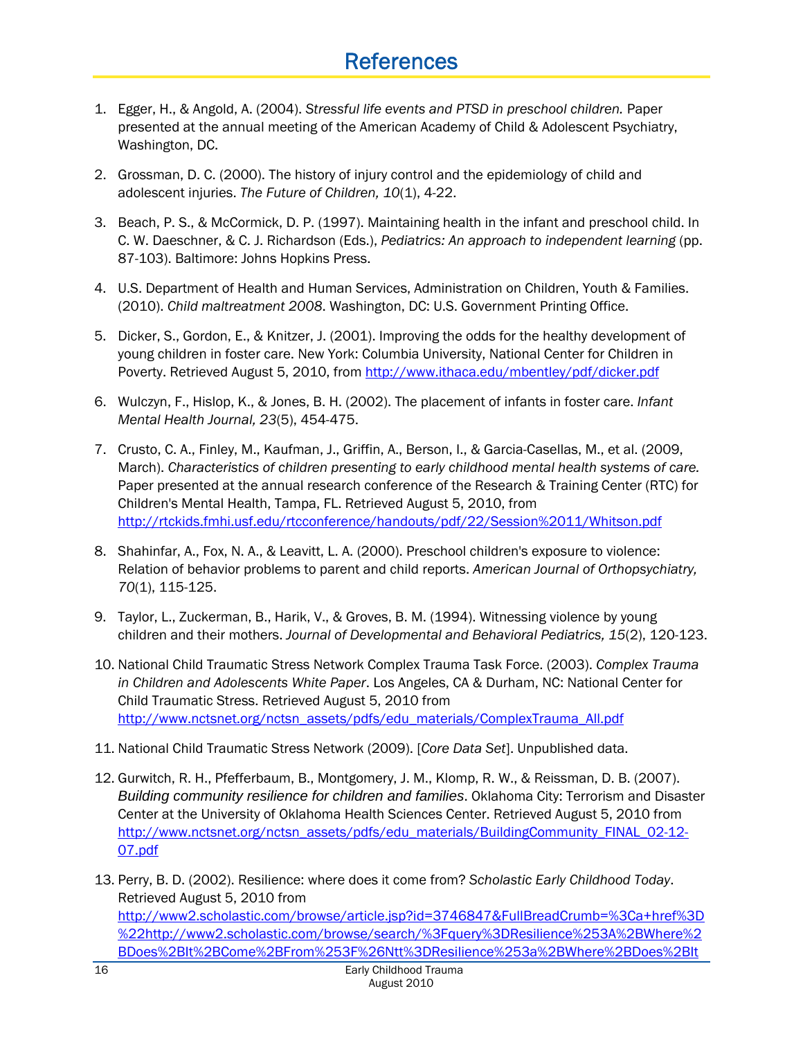# References

1. Egger, H., & Angold, A. (2004). *Stressful life events and PTSD in preschool children.* Paper presented at the annual meeting of the American Academy of Child & Adolescent Psychiatry, Washington, DC.

2. Grossman, D. C. (2000). The history of injury control and the epidemiology of child and adolescent injuries. *The Future of Children, 10*(1), 4-22.

3. Beach, P. S., & McCormick, D. P. (1997). Maintaining health in the infant and preschool child. In C. W. Daeschner, & C. J. Richardson (Eds.), *Pediatrics: An approach to independent learning* (pp. 87-103). Baltimore: Johns Hopkins Press.

4. U.S. Department of Health and Human Services, Administration on Children, Youth & Families. (2010). *Child maltreatment 2008*. Washington, DC: U.S. Government Printing Office.

5. Dicker, S., Gordon, E., & Knitzer, J. (2001). Improving the odds for the healthy development of young children in foster care. New York: Columbia University, National Center for Children in Poverty. Retrieved August 5, 2010, from http://www.ithaca.edu/mbentley/pdf/dicker.pdf

6. Wulczyn, F., Hislop, K., & Jones, B. H. (2002). The placement of infants in foster care. *Infant Mental Health Journal, 23*(5), 454-475.

7. Crusto, C. A., Finley, M., Kaufman, J., Griffin, A., Berson, I., & Garcia-Casellas, M., et al. (2009, March). *Characteristics of children presenting to early childhood mental health systems of care.* Paper presented at the annual research conference of the Research & Training Center (RTC) for Children's Mental Health, Tampa, FL. Retrieved August 5, 2010, from http://rtckids.fmhi.usf.edu/rtcconference/handouts/pdf/22/Session%2011/Whitson.pdf

8. Shahinfar, A., Fox, N. A., & Leavitt, L. A. (2000). Preschool children's exposure to violence: Relation of behavior problems to parent and child reports. *American Journal of Orthopsychiatry, 70*(1), 115-125.

9. Taylor, L., Zuckerman, B., Harik, V., & Groves, B. M. (1994). Witnessing violence by young children and their mothers. *Journal of Developmental and Behavioral Pediatrics, 15*(2), 120-123.

10. National Child Traumatic Stress Network Complex Trauma Task Force. (2003). *Complex Trauma in Children and Adolescents White Paper*. Los Angeles, CA & Durham, NC: National Center for Child Traumatic Stress. Retrieved August 5, 2010 from http://www.nctsnet.org/nctsn_assets/pdfs/edu_materials/ComplexTrauma_All.pdf

11. National Child Traumatic Stress Network (2009). [*Core Data Set*]. Unpublished data.

12. Gurwitch, R. H., Pfefferbaum, B., Montgomery, J. M., Klomp, R. W., & Reissman, D. B. (2007). *Building community resilience for children and families*. Oklahoma City: Terrorism and Disaster Center at the University of Oklahoma Health Sciences Center. Retrieved August 5, 2010 from http://www.nctsnet.org/nctsn_assets/pdfs/edu_materials/BuildingCommunity_FINAL_02-12-07.pdf

13. Perry, B. D. (2002). Resilience: where does it come from? *Scholastic Early Childhood Today*. Retrieved August 5, 2010 from http://www2.scholastic.com/browse/article.jsp?id=3746847&FullBreadCrumb=%3Ca+href%3D%22http://www2.scholastic.com/browse/search/%3Fquery%3DResilience%253A%2BWhere%2BDoes%2BIt%2BCome%2BFrom%253F%26Ntt%3DResilience%253a%2BWhere%2BDoes%2BIt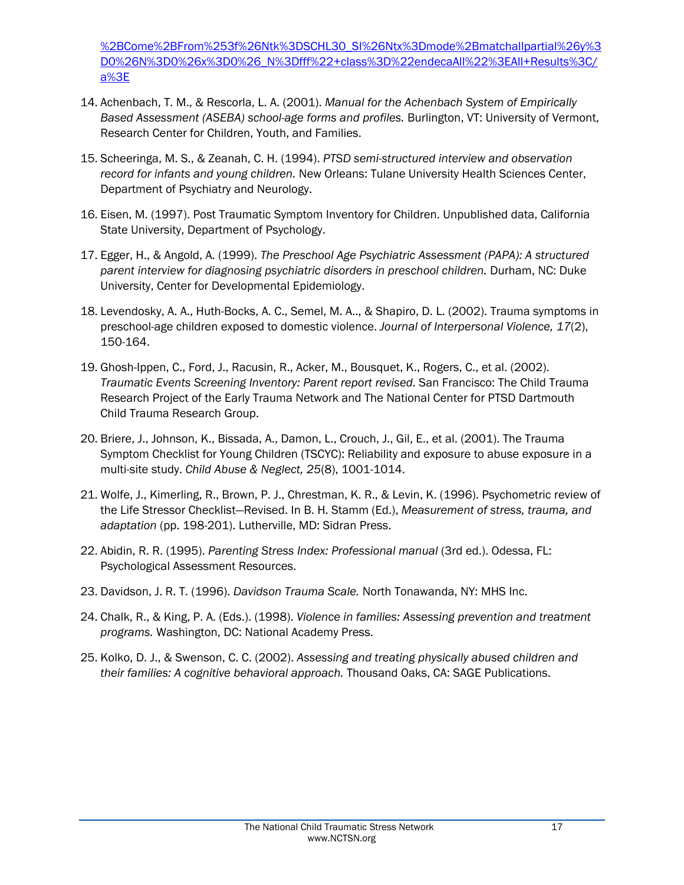%2BCome%2BFrom%253f%26Ntk%3DSCHL30_SI%26Ntx%3Dmode%2Bmatchallpartial%26y%3D0%26N%3D0%26x%3D0%26_N%3Dfff%22+class%3D%22endecaAll%22%3EAll+Results%3C/a%3E

14. Achenbach, T. M., & Rescorla, L. A. (2001). *Manual for the Achenbach System of Empirically Based Assessment (ASEBA) school-age forms and profiles.* Burlington, VT: University of Vermont, Research Center for Children, Youth, and Families.

15. Scheeringa, M. S., & Zeanah, C. H. (1994). *PTSD semi-structured interview and observation record for infants and young children.* New Orleans: Tulane University Health Sciences Center, Department of Psychiatry and Neurology.

16. Eisen, M. (1997). Post Traumatic Symptom Inventory for Children. Unpublished data, California State University, Department of Psychology.

17. Egger, H., & Angold, A. (1999). *The Preschool Age Psychiatric Assessment (PAPA): A structured parent interview for diagnosing psychiatric disorders in preschool children.* Durham, NC: Duke University, Center for Developmental Epidemiology.

18. Levendosky, A. A., Huth-Bocks, A. C., Semel, M. A.., & Shapiro, D. L. (2002). Trauma symptoms in preschool-age children exposed to domestic violence. *Journal of Interpersonal Violence, 17*(2), 150-164.

19. Ghosh-Ippen, C., Ford, J., Racusin, R., Acker, M., Bousquet, K., Rogers, C., et al. (2002). *Traumatic Events Screening Inventory: Parent report revised.* San Francisco: The Child Trauma Research Project of the Early Trauma Network and The National Center for PTSD Dartmouth Child Trauma Research Group.

20. Briere, J., Johnson, K., Bissada, A., Damon, L., Crouch, J., Gil, E., et al. (2001). The Trauma Symptom Checklist for Young Children (TSCYC): Reliability and exposure to abuse exposure in a multi-site study. *Child Abuse & Neglect, 25*(8), 1001-1014.

21. Wolfe, J., Kimerling, R., Brown, P. J., Chrestman, K. R., & Levin, K. (1996). Psychometric review of the Life Stressor Checklist—Revised. In B. H. Stamm (Ed.), *Measurement of stress, trauma, and adaptation* (pp. 198-201). Lutherville, MD: Sidran Press.

22. Abidin, R. R. (1995). *Parenting Stress Index: Professional manual* (3rd ed.). Odessa, FL: Psychological Assessment Resources.

23. Davidson, J. R. T. (1996). *Davidson Trauma Scale.* North Tonawanda, NY: MHS Inc.

24. Chalk, R., & King, P. A. (Eds.). (1998). *Violence in families: Assessing prevention and treatment programs.* Washington, DC: National Academy Press.

25. Kolko, D. J., & Swenson, C. C. (2002). *Assessing and treating physically abused children and their families: A cognitive behavioral approach.* Thousand Oaks, CA: SAGE Publications.